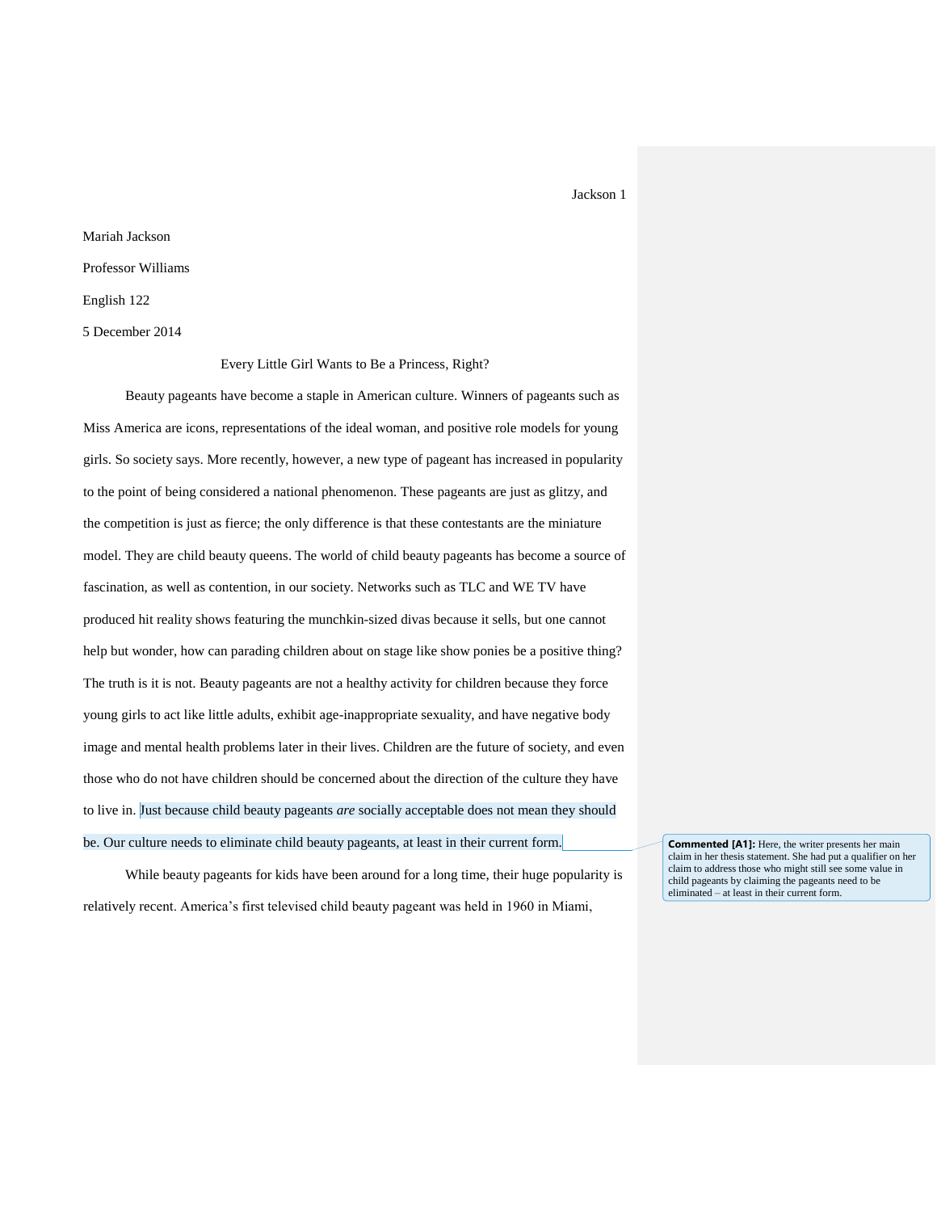Mariah Jackson

Professor Williams

English 122

5 December 2014

Every Little Girl Wants to Be a Princess, Right?

Beauty pageants have become a staple in American culture. Winners of pageants such as Miss America are icons, representations of the ideal woman, and positive role models for young girls. So society says. More recently, however, a new type of pageant has increased in popularity to the point of being considered a national phenomenon. These pageants are just as glitzy, and the competition is just as fierce; the only difference is that these contestants are the miniature model. They are child beauty queens. The world of child beauty pageants has become a source of fascination, as well as contention, in our society. Networks such as TLC and WE TV have produced hit reality shows featuring the munchkin-sized divas because it sells, but one cannot help but wonder, how can parading children about on stage like show ponies be a positive thing? The truth is it is not. Beauty pageants are not a healthy activity for children because they force young girls to act like little adults, exhibit age-inappropriate sexuality, and have negative body image and mental health problems later in their lives. Children are the future of society, and even those who do not have children should be concerned about the direction of the culture they have to live in. Just because child beauty pageants *are* socially acceptable does not mean they should be. Our culture needs to eliminate child beauty pageants, at least in their current form.

> **Commented [A1]:** Here, the writer presents her main claim in her thesis statement. She had put a qualifier on her claim to address those who might still see some value in child pageants by claiming the pageants need to be eliminated – at least in their current form.

While beauty pageants for kids have been around for a long time, their huge popularity is relatively recent. America's first televised child beauty pageant was held in 1960 in Miami,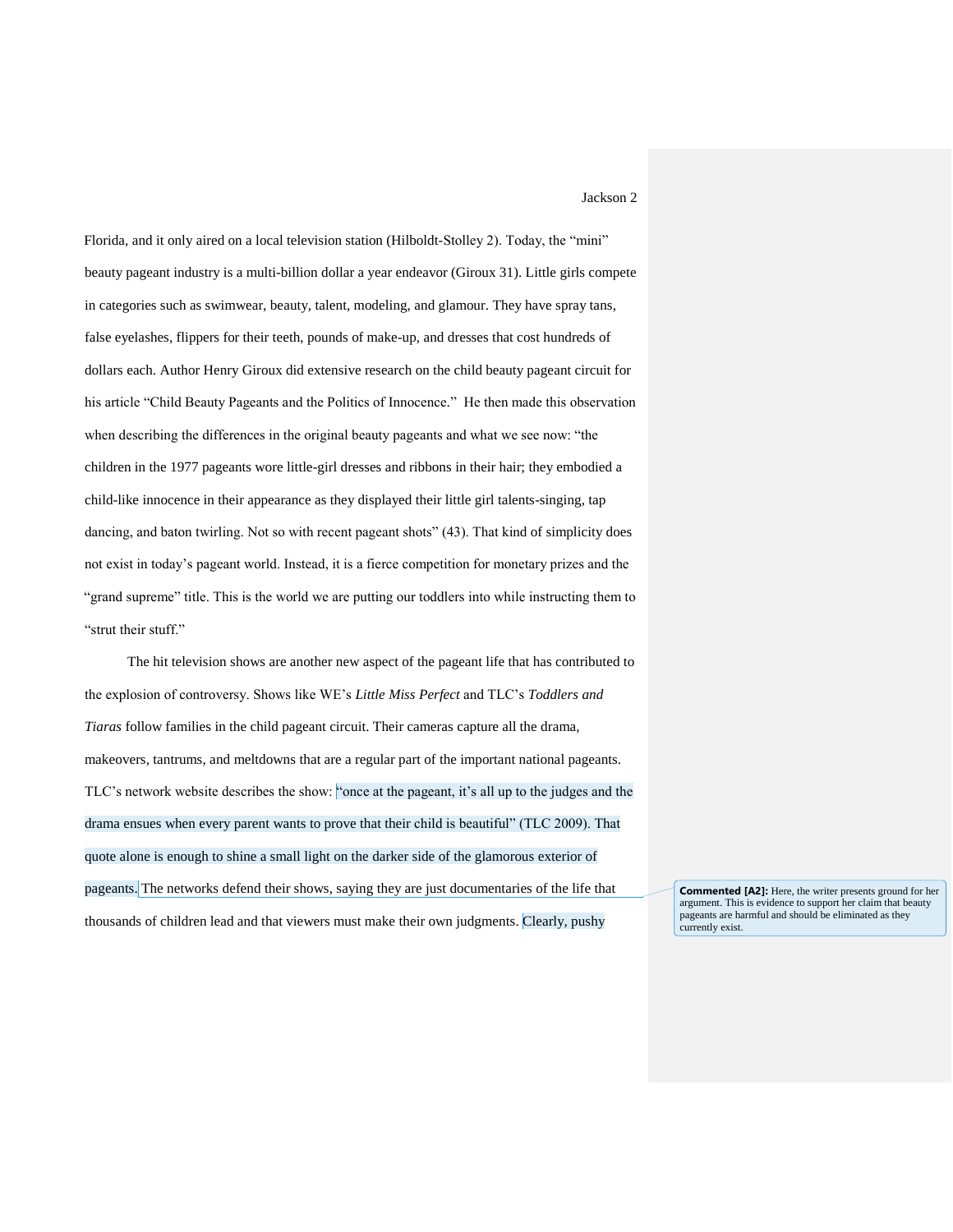Florida, and it only aired on a local television station (Hilboldt-Stolley 2). Today, the "mini" beauty pageant industry is a multi-billion dollar a year endeavor (Giroux 31). Little girls compete in categories such as swimwear, beauty, talent, modeling, and glamour. They have spray tans, false eyelashes, flippers for their teeth, pounds of make-up, and dresses that cost hundreds of dollars each. Author Henry Giroux did extensive research on the child beauty pageant circuit for his article "Child Beauty Pageants and the Politics of Innocence." He then made this observation when describing the differences in the original beauty pageants and what we see now: "the children in the 1977 pageants wore little-girl dresses and ribbons in their hair; they embodied a child-like innocence in their appearance as they displayed their little girl talents-singing, tap dancing, and baton twirling. Not so with recent pageant shots" (43). That kind of simplicity does not exist in today's pageant world. Instead, it is a fierce competition for monetary prizes and the "grand supreme" title. This is the world we are putting our toddlers into while instructing them to "strut their stuff."

The hit television shows are another new aspect of the pageant life that has contributed to the explosion of controversy. Shows like WE's *Little Miss Perfect* and TLC's *Toddlers and Tiaras* follow families in the child pageant circuit. Their cameras capture all the drama, makeovers, tantrums, and meltdowns that are a regular part of the important national pageants. TLC's network website describes the show: "once at the pageant, it's all up to the judges and the drama ensues when every parent wants to prove that their child is beautiful" (TLC 2009). That quote alone is enough to shine a small light on the darker side of the glamorous exterior of pageants. The networks defend their shows, saying they are just documentaries of the life that thousands of children lead and that viewers must make their own judgments. Clearly, pushy

**Commented [A2]:** Here, the writer presents ground for her argument. This is evidence to support her claim that beauty pageants are harmful and should be eliminated as they currently exist.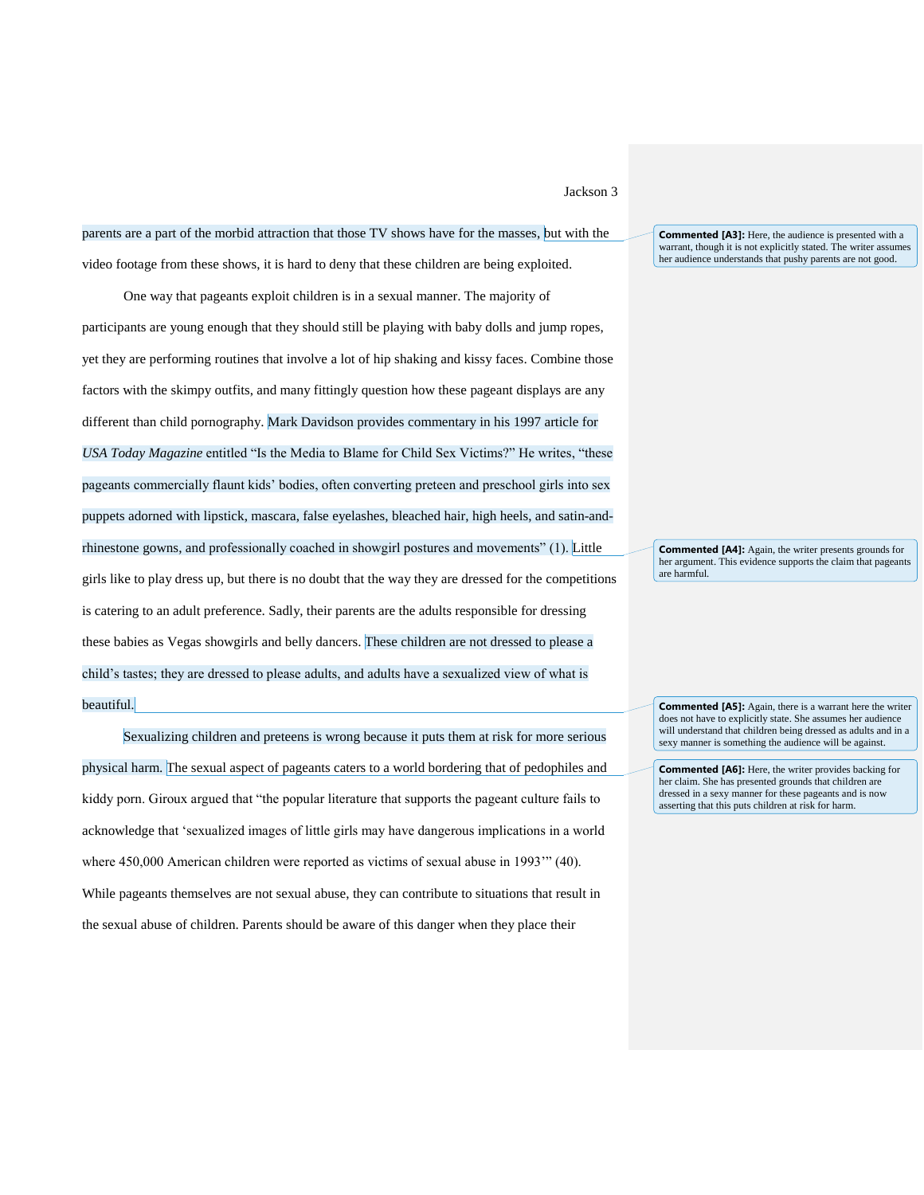parents are a part of the morbid attraction that those TV shows have for the masses, but with the video footage from these shows, it is hard to deny that these children are being exploited.

One way that pageants exploit children is in a sexual manner. The majority of participants are young enough that they should still be playing with baby dolls and jump ropes, yet they are performing routines that involve a lot of hip shaking and kissy faces. Combine those factors with the skimpy outfits, and many fittingly question how these pageant displays are any different than child pornography. Mark Davidson provides commentary in his 1997 article for *USA Today Magazine* entitled “Is the Media to Blame for Child Sex Victims?” He writes, “these pageants commercially flaunt kids’ bodies, often converting preteen and preschool girls into sex puppets adorned with lipstick, mascara, false eyelashes, bleached hair, high heels, and satin-and-rhinestone gowns, and professionally coached in showgirl postures and movements” (1). Little girls like to play dress up, but there is no doubt that the way they are dressed for the competitions is catering to an adult preference. Sadly, their parents are the adults responsible for dressing these babies as Vegas showgirls and belly dancers. These children are not dressed to please a child’s tastes; they are dressed to please adults, and adults have a sexualized view of what is beautiful.

Sexualizing children and preteens is wrong because it puts them at risk for more serious physical harm. The sexual aspect of pageants caters to a world bordering that of pedophiles and kiddy porn. Giroux argued that “the popular literature that supports the pageant culture fails to acknowledge that ‘sexualized images of little girls may have dangerous implications in a world where 450,000 American children were reported as victims of sexual abuse in 1993’” (40). While pageants themselves are not sexual abuse, they can contribute to situations that result in the sexual abuse of children. Parents should be aware of this danger when they place their

**Commented [A3]:** Here, the audience is presented with a warrant, though it is not explicitly stated. The writer assumes her audience understands that pushy parents are not good.

**Commented [A4]:** Again, the writer presents grounds for her argument. This evidence supports the claim that pageants are harmful.

**Commented [A5]:** Again, there is a warrant here the writer does not have to explicitly state. She assumes her audience will understand that children being dressed as adults and in a sexy manner is something the audience will be against.

**Commented [A6]:** Here, the writer provides backing for her claim. She has presented grounds that children are dressed in a sexy manner for these pageants and is now asserting that this puts children at risk for harm.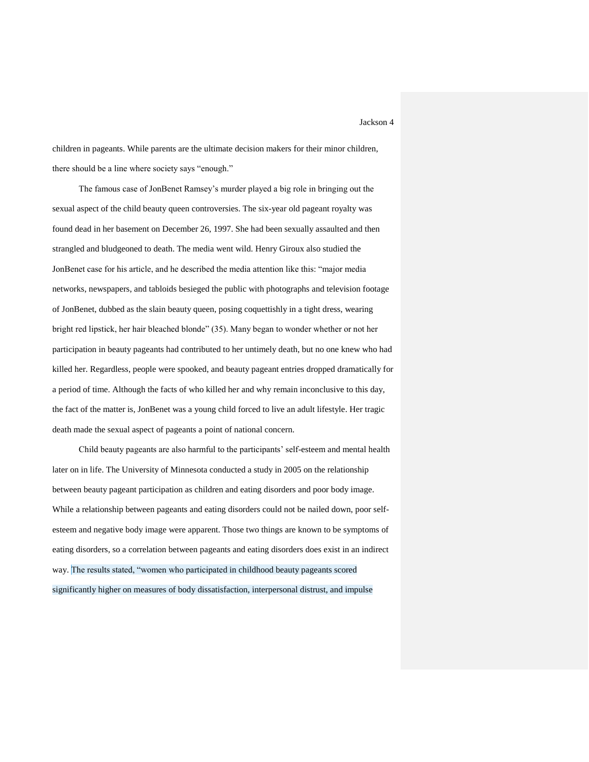children in pageants. While parents are the ultimate decision makers for their minor children, there should be a line where society says "enough."

The famous case of JonBenet Ramsey's murder played a big role in bringing out the sexual aspect of the child beauty queen controversies. The six-year old pageant royalty was found dead in her basement on December 26, 1997. She had been sexually assaulted and then strangled and bludgeoned to death. The media went wild. Henry Giroux also studied the JonBenet case for his article, and he described the media attention like this: "major media networks, newspapers, and tabloids besieged the public with photographs and television footage of JonBenet, dubbed as the slain beauty queen, posing coquettishly in a tight dress, wearing bright red lipstick, her hair bleached blonde" (35). Many began to wonder whether or not her participation in beauty pageants had contributed to her untimely death, but no one knew who had killed her. Regardless, people were spooked, and beauty pageant entries dropped dramatically for a period of time. Although the facts of who killed her and why remain inconclusive to this day, the fact of the matter is, JonBenet was a young child forced to live an adult lifestyle. Her tragic death made the sexual aspect of pageants a point of national concern.

Child beauty pageants are also harmful to the participants' self-esteem and mental health later on in life. The University of Minnesota conducted a study in 2005 on the relationship between beauty pageant participation as children and eating disorders and poor body image. While a relationship between pageants and eating disorders could not be nailed down, poor self-esteem and negative body image were apparent. Those two things are known to be symptoms of eating disorders, so a correlation between pageants and eating disorders does exist in an indirect way. The results stated, "women who participated in childhood beauty pageants scored significantly higher on measures of body dissatisfaction, interpersonal distrust, and impulse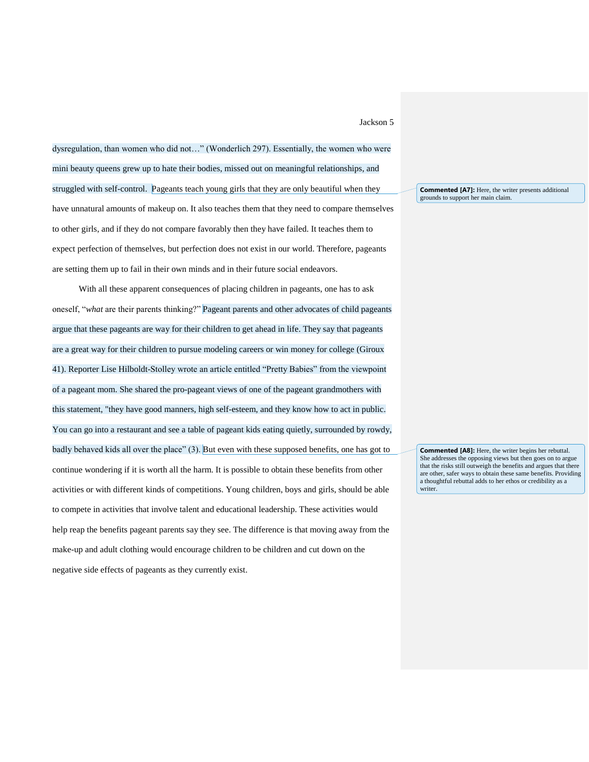dysregulation, than women who did not…" (Wonderlich 297). Essentially, the women who were mini beauty queens grew up to hate their bodies, missed out on meaningful relationships, and struggled with self-control. Pageants teach young girls that they are only beautiful when they have unnatural amounts of makeup on. It also teaches them that they need to compare themselves to other girls, and if they do not compare favorably then they have failed. It teaches them to expect perfection of themselves, but perfection does not exist in our world. Therefore, pageants are setting them up to fail in their own minds and in their future social endeavors.

With all these apparent consequences of placing children in pageants, one has to ask oneself, "*what* are their parents thinking?" Pageant parents and other advocates of child pageants argue that these pageants are way for their children to get ahead in life. They say that pageants are a great way for their children to pursue modeling careers or win money for college (Giroux 41). Reporter Lise Hilboldt-Stolley wrote an article entitled "Pretty Babies" from the viewpoint of a pageant mom. She shared the pro-pageant views of one of the pageant grandmothers with this statement, "they have good manners, high self-esteem, and they know how to act in public. You can go into a restaurant and see a table of pageant kids eating quietly, surrounded by rowdy, badly behaved kids all over the place" (3). But even with these supposed benefits, one has got to continue wondering if it is worth all the harm. It is possible to obtain these benefits from other activities or with different kinds of competitions. Young children, boys and girls, should be able to compete in activities that involve talent and educational leadership. These activities would help reap the benefits pageant parents say they see. The difference is that moving away from the make-up and adult clothing would encourage children to be children and cut down on the negative side effects of pageants as they currently exist.

**Commented [A7]:** Here, the writer presents additional grounds to support her main claim.

**Commented [A8]:** Here, the writer begins her rebuttal. She addresses the opposing views but then goes on to argue that the risks still outweigh the benefits and argues that there are other, safer ways to obtain these same benefits. Providing a thoughtful rebuttal adds to her ethos or credibility as a writer.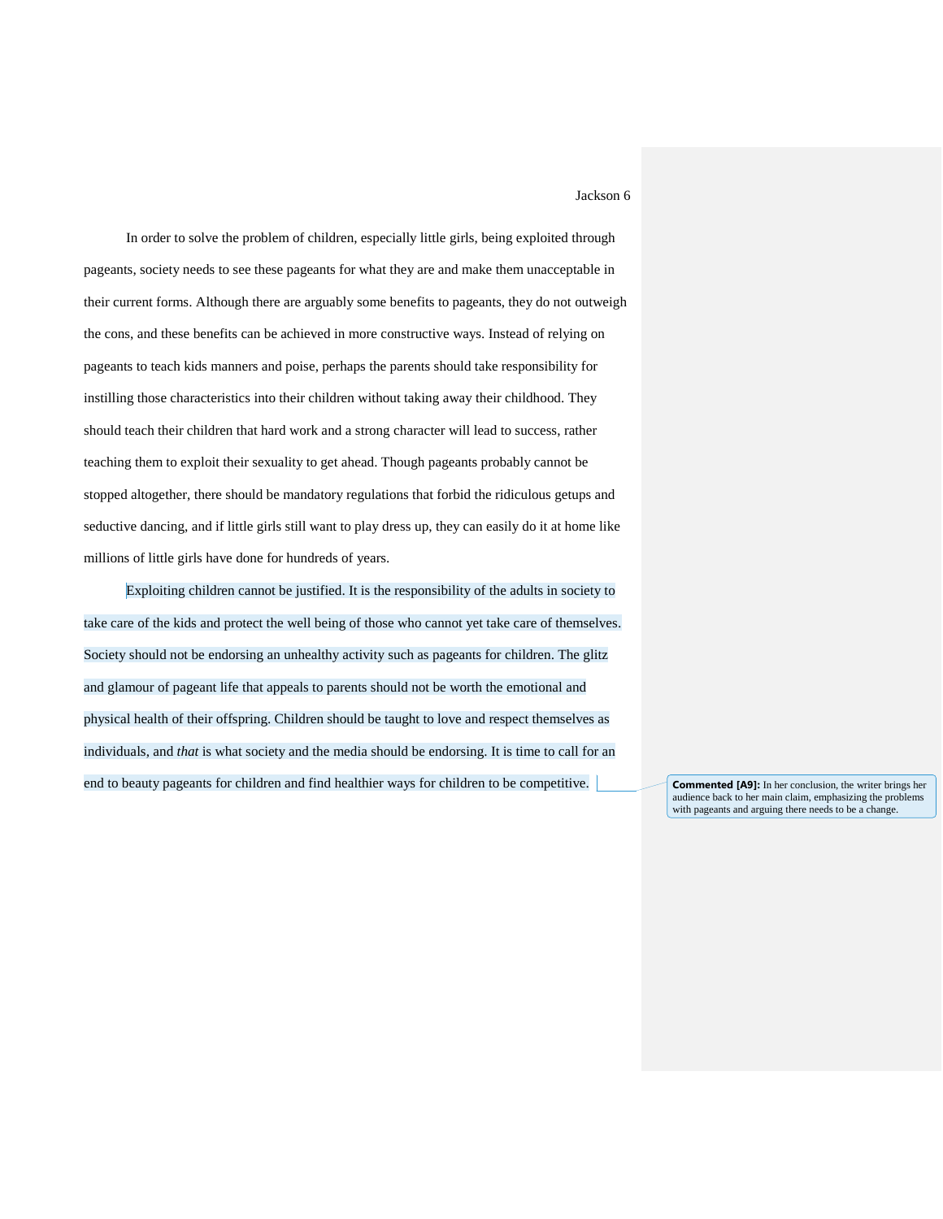In order to solve the problem of children, especially little girls, being exploited through pageants, society needs to see these pageants for what they are and make them unacceptable in their current forms. Although there are arguably some benefits to pageants, they do not outweigh the cons, and these benefits can be achieved in more constructive ways. Instead of relying on pageants to teach kids manners and poise, perhaps the parents should take responsibility for instilling those characteristics into their children without taking away their childhood. They should teach their children that hard work and a strong character will lead to success, rather teaching them to exploit their sexuality to get ahead. Though pageants probably cannot be stopped altogether, there should be mandatory regulations that forbid the ridiculous getups and seductive dancing, and if little girls still want to play dress up, they can easily do it at home like millions of little girls have done for hundreds of years.

Exploiting children cannot be justified. It is the responsibility of the adults in society to take care of the kids and protect the well being of those who cannot yet take care of themselves. Society should not be endorsing an unhealthy activity such as pageants for children. The glitz and glamour of pageant life that appeals to parents should not be worth the emotional and physical health of their offspring. Children should be taught to love and respect themselves as individuals, and *that* is what society and the media should be endorsing. It is time to call for an end to beauty pageants for children and find healthier ways for children to be competitive.

**Commented [A9]:** In her conclusion, the writer brings her audience back to her main claim, emphasizing the problems with pageants and arguing there needs to be a change.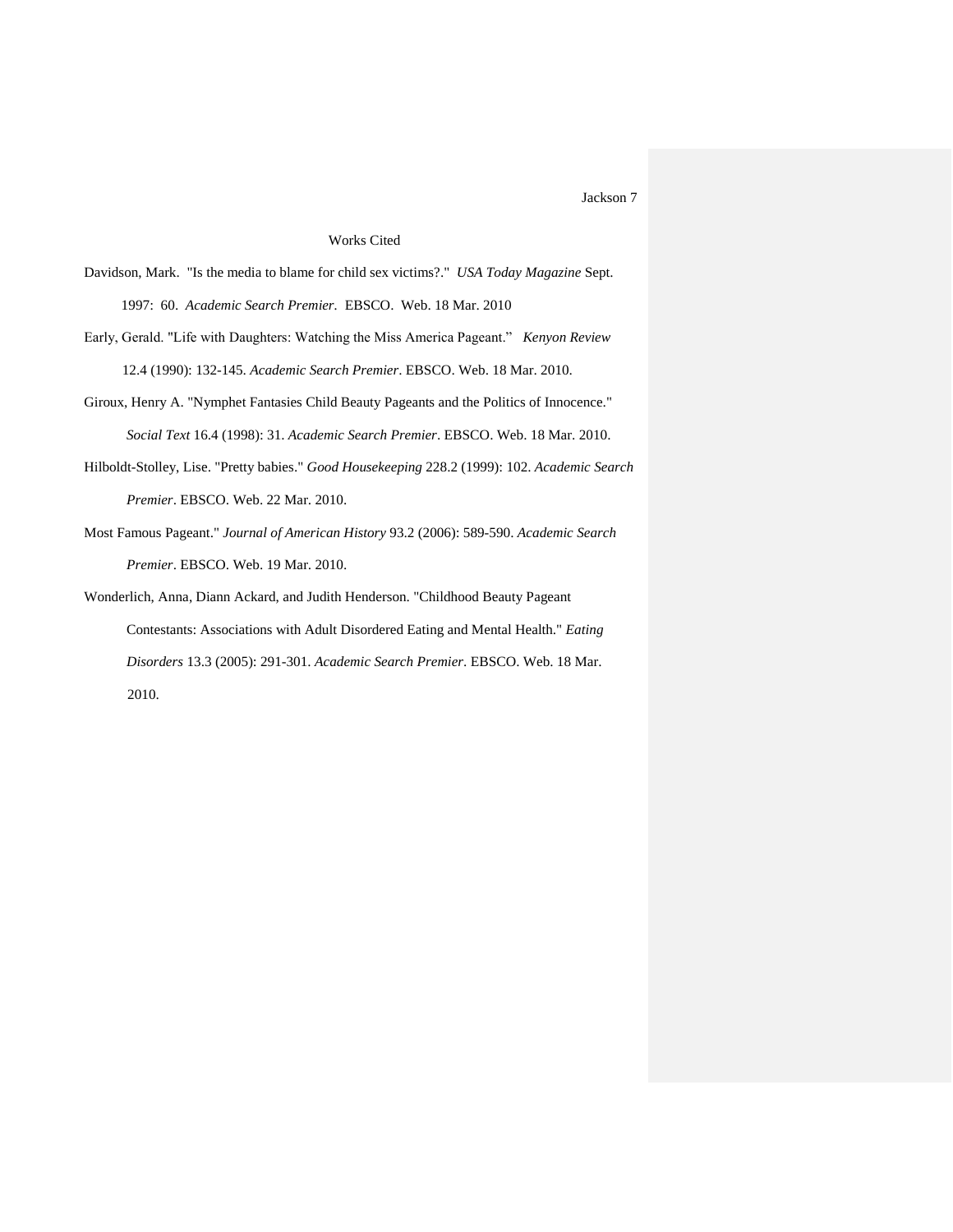# Works Cited

Davidson, Mark. "Is the media to blame for child sex victims?." *USA Today Magazine* Sept. 1997: 60. *Academic Search Premier.* EBSCO. Web. 18 Mar. 2010

Early, Gerald. "Life with Daughters: Watching the Miss America Pageant." *Kenyon Review* 12.4 (1990): 132-145. *Academic Search Premier*. EBSCO. Web. 18 Mar. 2010.

Giroux, Henry A. "Nymphet Fantasies Child Beauty Pageants and the Politics of Innocence." *Social Text* 16.4 (1998): 31. *Academic Search Premier*. EBSCO. Web. 18 Mar. 2010.

Hilboldt-Stolley, Lise. "Pretty babies." *Good Housekeeping* 228.2 (1999): 102. *Academic Search Premier*. EBSCO. Web. 22 Mar. 2010.

Most Famous Pageant." *Journal of American History* 93.2 (2006): 589-590. *Academic Search Premier*. EBSCO. Web. 19 Mar. 2010.

Wonderlich, Anna, Diann Ackard, and Judith Henderson. "Childhood Beauty Pageant Contestants: Associations with Adult Disordered Eating and Mental Health." *Eating Disorders* 13.3 (2005): 291-301. *Academic Search Premier*. EBSCO. Web. 18 Mar. 2010.